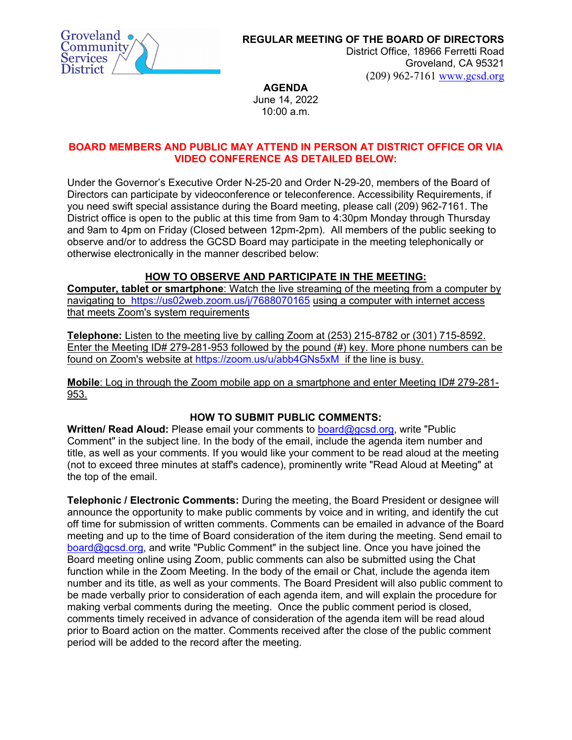Groveland Community Services District

**REGULAR MEETING OF THE BOARD OF DIRECTORS**
District Office, 18966 Ferretti Road
Groveland, CA 95321
(209) 962-7161 www.gcsd.org

**AGENDA**
June 14, 2022
10:00 a.m.

**BOARD MEMBERS AND PUBLIC MAY ATTEND IN PERSON AT DISTRICT OFFICE OR VIA VIDEO CONFERENCE AS DETAILED BELOW:**

Under the Governor's Executive Order N-25-20 and Order N-29-20, members of the Board of Directors can participate by videoconference or teleconference. Accessibility Requirements, if you need swift special assistance during the Board meeting, please call (209) 962-7161. The District office is open to the public at this time from 9am to 4:30pm Monday through Thursday and 9am to 4pm on Friday (Closed between 12pm-2pm). All members of the public seeking to observe and/or to address the GCSD Board may participate in the meeting telephonically or otherwise electronically in the manner described below:

## HOW TO OBSERVE AND PARTICIPATE IN THE MEETING:

**Computer, tablet or smartphone**: Watch the live streaming of the meeting from a computer by navigating to https://us02web.zoom.us/j/7688070165 using a computer with internet access that meets Zoom's system requirements

**Telephone:** Listen to the meeting live by calling Zoom at (253) 215-8782 or (301) 715-8592. Enter the Meeting ID# 279-281-953 followed by the pound (#) key. More phone numbers can be found on Zoom's website at https://zoom.us/u/abb4GNs5xM if the line is busy.

**Mobile**: Log in through the Zoom mobile app on a smartphone and enter Meeting ID# 279-281-953.

## HOW TO SUBMIT PUBLIC COMMENTS:

**Written/ Read Aloud:** Please email your comments to board@gcsd.org, write "Public Comment" in the subject line. In the body of the email, include the agenda item number and title, as well as your comments. If you would like your comment to be read aloud at the meeting (not to exceed three minutes at staff's cadence), prominently write "Read Aloud at Meeting" at the top of the email.

**Telephonic / Electronic Comments:** During the meeting, the Board President or designee will announce the opportunity to make public comments by voice and in writing, and identify the cut off time for submission of written comments. Comments can be emailed in advance of the Board meeting and up to the time of Board consideration of the item during the meeting. Send email to board@gcsd.org, and write "Public Comment" in the subject line. Once you have joined the Board meeting online using Zoom, public comments can also be submitted using the Chat function while in the Zoom Meeting. In the body of the email or Chat, include the agenda item number and its title, as well as your comments. The Board President will also public comment to be made verbally prior to consideration of each agenda item, and will explain the procedure for making verbal comments during the meeting. Once the public comment period is closed, comments timely received in advance of consideration of the agenda item will be read aloud prior to Board action on the matter. Comments received after the close of the public comment period will be added to the record after the meeting.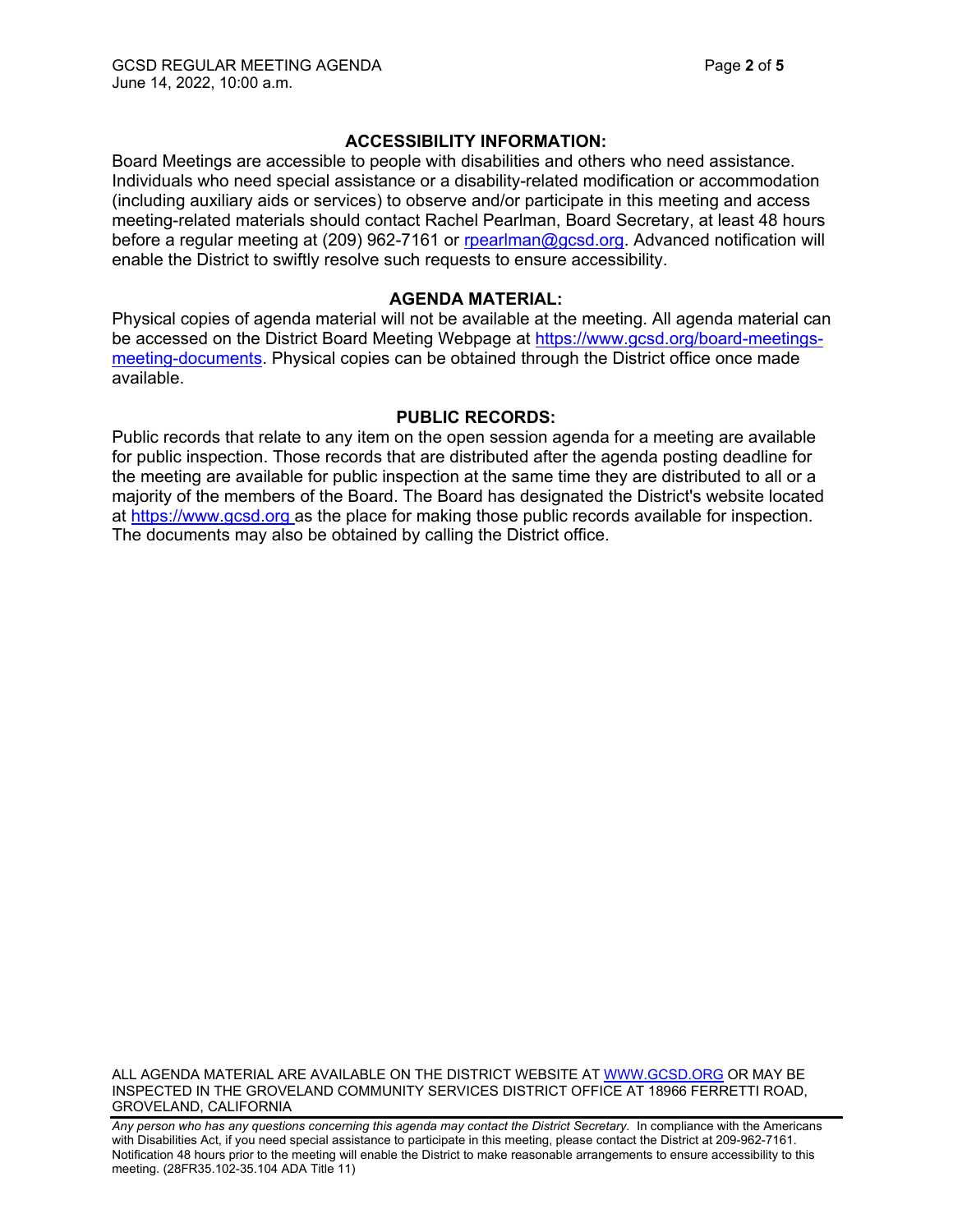## ACCESSIBILITY INFORMATION:

Board Meetings are accessible to people with disabilities and others who need assistance. Individuals who need special assistance or a disability-related modification or accommodation (including auxiliary aids or services) to observe and/or participate in this meeting and access meeting-related materials should contact Rachel Pearlman, Board Secretary, at least 48 hours before a regular meeting at (209) 962-7161 or rpearlman@gcsd.org. Advanced notification will enable the District to swiftly resolve such requests to ensure accessibility.

## AGENDA MATERIAL:

Physical copies of agenda material will not be available at the meeting. All agenda material can be accessed on the District Board Meeting Webpage at https://www.gcsd.org/board-meetings-meeting-documents. Physical copies can be obtained through the District office once made available.

## PUBLIC RECORDS:

Public records that relate to any item on the open session agenda for a meeting are available for public inspection. Those records that are distributed after the agenda posting deadline for the meeting are available for public inspection at the same time they are distributed to all or a majority of the members of the Board. The Board has designated the District's website located at https://www.gcsd.org as the place for making those public records available for inspection. The documents may also be obtained by calling the District office.

ALL AGENDA MATERIAL ARE AVAILABLE ON THE DISTRICT WEBSITE AT WWW.GCSD.ORG OR MAY BE INSPECTED IN THE GROVELAND COMMUNITY SERVICES DISTRICT OFFICE AT 18966 FERRETTI ROAD, GROVELAND, CALIFORNIA

*Any person who has any questions concerning this agenda may contact the District Secretary.* In compliance with the Americans with Disabilities Act, if you need special assistance to participate in this meeting, please contact the District at 209-962-7161. Notification 48 hours prior to the meeting will enable the District to make reasonable arrangements to ensure accessibility to this meeting. (28FR35.102-35.104 ADA Title 11)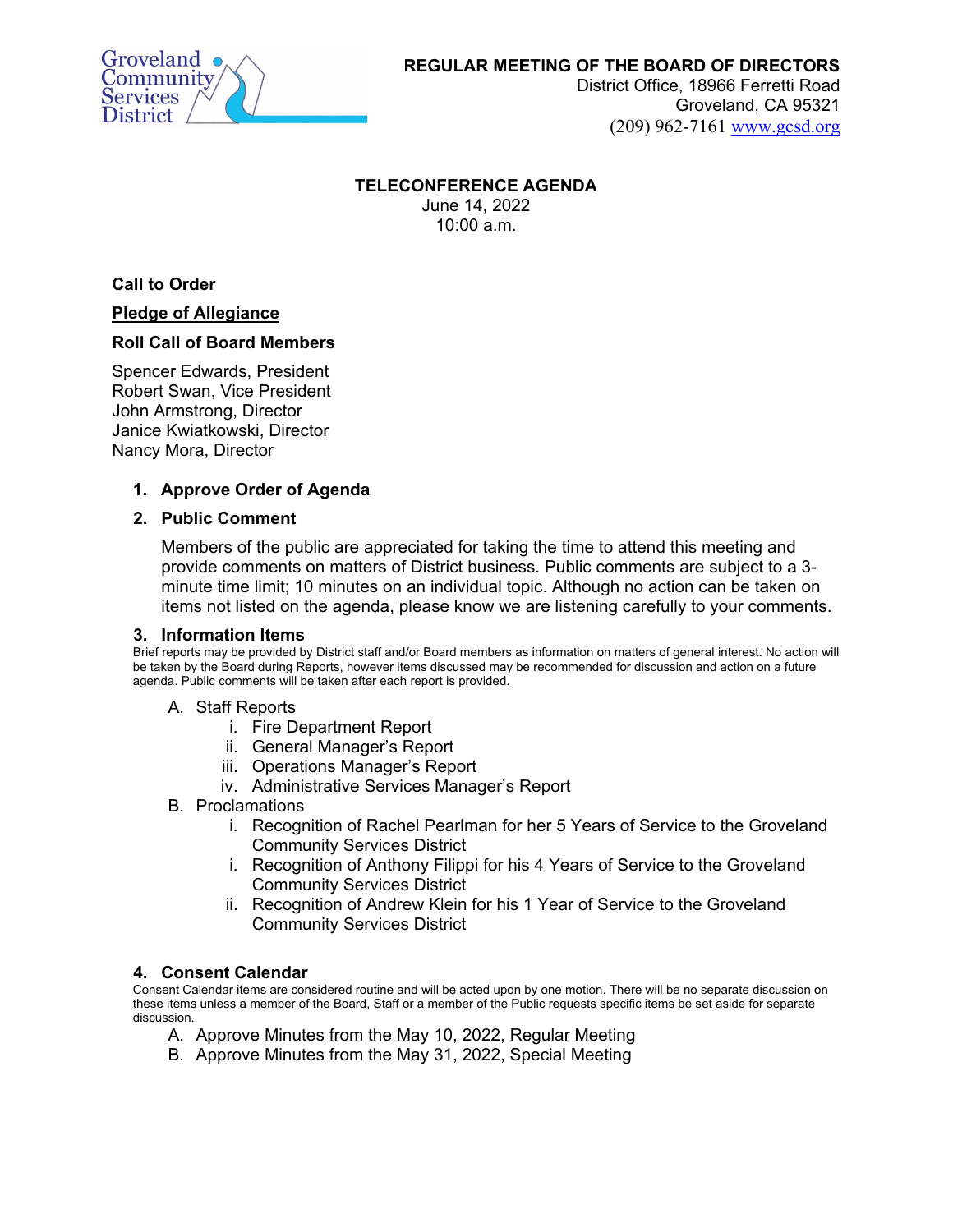Groveland Community Services District

**REGULAR MEETING OF THE BOARD OF DIRECTORS**
District Office, 18966 Ferretti Road
Groveland, CA 95321
(209) 962-7161 www.gcsd.org

**TELECONFERENCE AGENDA**
June 14, 2022
10:00 a.m.

**Call to Order**

**Pledge of Allegiance**

**Roll Call of Board Members**

Spencer Edwards, President
Robert Swan, Vice President
John Armstrong, Director
Janice Kwiatkowski, Director
Nancy Mora, Director

1. **Approve Order of Agenda**

2. **Public Comment**

   Members of the public are appreciated for taking the time to attend this meeting and provide comments on matters of District business. Public comments are subject to a 3-minute time limit; 10 minutes on an individual topic. Although no action can be taken on items not listed on the agenda, please know we are listening carefully to your comments.

3. **Information Items**

   Brief reports may be provided by District staff and/or Board members as information on matters of general interest. No action will be taken by the Board during Reports, however items discussed may be recommended for discussion and action on a future agenda. Public comments will be taken after each report is provided.

   A. Staff Reports
      i. Fire Department Report
      ii. General Manager's Report
      iii. Operations Manager's Report
      iv. Administrative Services Manager's Report

   B. Proclamations
      i. Recognition of Rachel Pearlman for her 5 Years of Service to the Groveland Community Services District
      i. Recognition of Anthony Filippi for his 4 Years of Service to the Groveland Community Services District
      ii. Recognition of Andrew Klein for his 1 Year of Service to the Groveland Community Services District

4. **Consent Calendar**

   Consent Calendar items are considered routine and will be acted upon by one motion. There will be no separate discussion on these items unless a member of the Board, Staff or a member of the Public requests specific items be set aside for separate discussion.

   A. Approve Minutes from the May 10, 2022, Regular Meeting
   B. Approve Minutes from the May 31, 2022, Special Meeting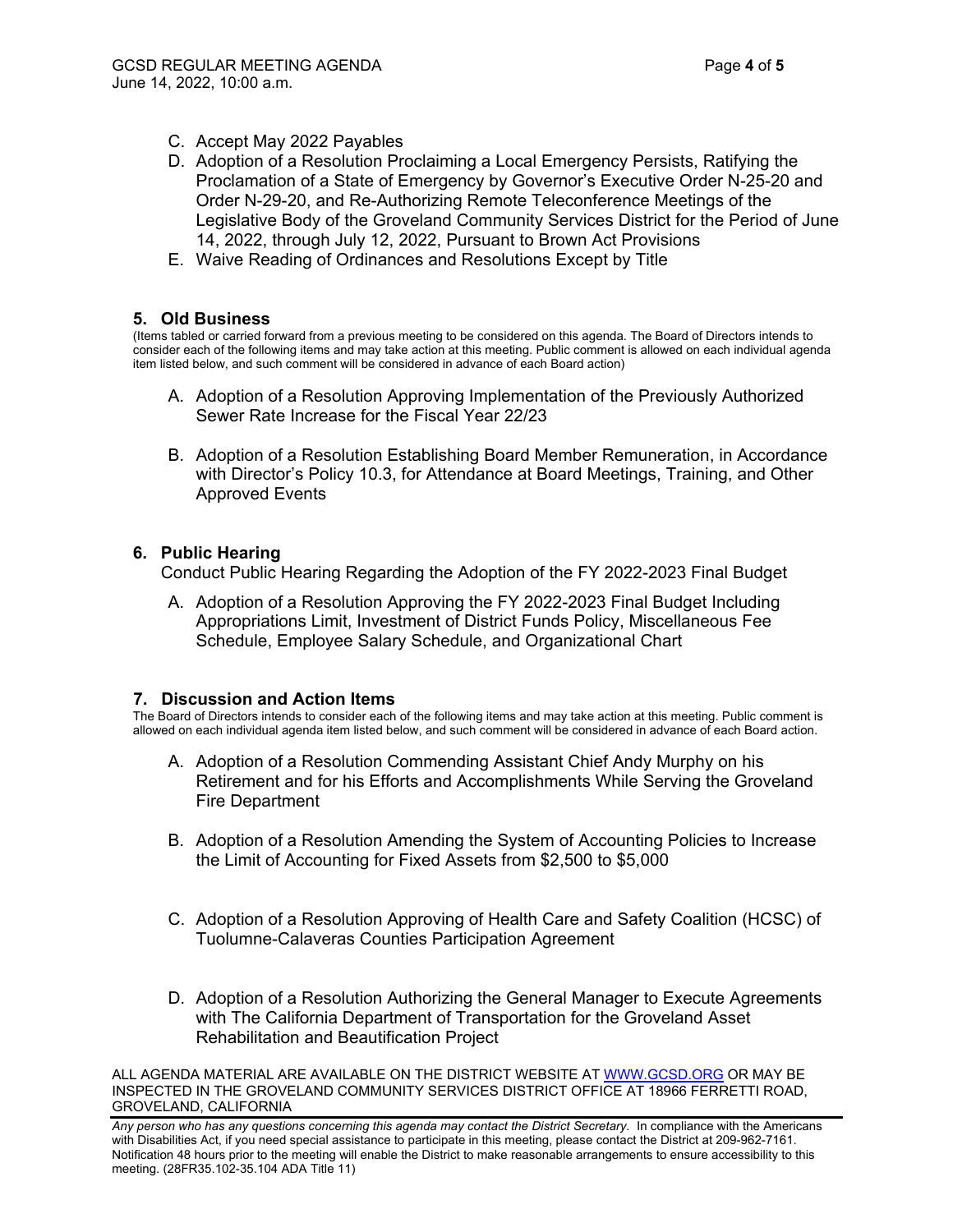C. Accept May 2022 Payables

D. Adoption of a Resolution Proclaiming a Local Emergency Persists, Ratifying the Proclamation of a State of Emergency by Governor's Executive Order N-25-20 and Order N-29-20, and Re-Authorizing Remote Teleconference Meetings of the Legislative Body of the Groveland Community Services District for the Period of June 14, 2022, through July 12, 2022, Pursuant to Brown Act Provisions

E. Waive Reading of Ordinances and Resolutions Except by Title

## 5. Old Business

(Items tabled or carried forward from a previous meeting to be considered on this agenda. The Board of Directors intends to consider each of the following items and may take action at this meeting. Public comment is allowed on each individual agenda item listed below, and such comment will be considered in advance of each Board action)

A. Adoption of a Resolution Approving Implementation of the Previously Authorized Sewer Rate Increase for the Fiscal Year 22/23

B. Adoption of a Resolution Establishing Board Member Remuneration, in Accordance with Director's Policy 10.3, for Attendance at Board Meetings, Training, and Other Approved Events

## 6. Public Hearing

Conduct Public Hearing Regarding the Adoption of the FY 2022-2023 Final Budget

A. Adoption of a Resolution Approving the FY 2022-2023 Final Budget Including Appropriations Limit, Investment of District Funds Policy, Miscellaneous Fee Schedule, Employee Salary Schedule, and Organizational Chart

## 7. Discussion and Action Items

The Board of Directors intends to consider each of the following items and may take action at this meeting. Public comment is allowed on each individual agenda item listed below, and such comment will be considered in advance of each Board action.

A. Adoption of a Resolution Commending Assistant Chief Andy Murphy on his Retirement and for his Efforts and Accomplishments While Serving the Groveland Fire Department

B. Adoption of a Resolution Amending the System of Accounting Policies to Increase the Limit of Accounting for Fixed Assets from $2,500 to $5,000

C. Adoption of a Resolution Approving of Health Care and Safety Coalition (HCSC) of Tuolumne-Calaveras Counties Participation Agreement

D. Adoption of a Resolution Authorizing the General Manager to Execute Agreements with The California Department of Transportation for the Groveland Asset Rehabilitation and Beautification Project

ALL AGENDA MATERIAL ARE AVAILABLE ON THE DISTRICT WEBSITE AT WWW.GCSD.ORG OR MAY BE INSPECTED IN THE GROVELAND COMMUNITY SERVICES DISTRICT OFFICE AT 18966 FERRETTI ROAD, GROVELAND, CALIFORNIA

*Any person who has any questions concerning this agenda may contact the District Secretary.* In compliance with the Americans with Disabilities Act, if you need special assistance to participate in this meeting, please contact the District at 209-962-7161. Notification 48 hours prior to the meeting will enable the District to make reasonable arrangements to ensure accessibility to this meeting. (28FR35.102-35.104 ADA Title 11)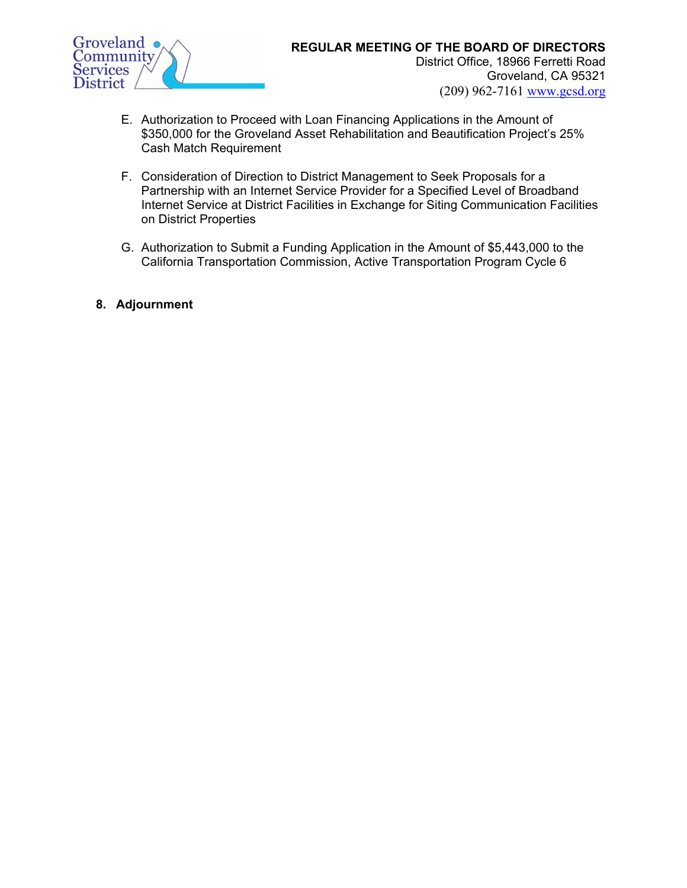E. Authorization to Proceed with Loan Financing Applications in the Amount of $350,000 for the Groveland Asset Rehabilitation and Beautification Project's 25% Cash Match Requirement

F. Consideration of Direction to District Management to Seek Proposals for a Partnership with an Internet Service Provider for a Specified Level of Broadband Internet Service at District Facilities in Exchange for Siting Communication Facilities on District Properties

G. Authorization to Submit a Funding Application in the Amount of $5,443,000 to the California Transportation Commission, Active Transportation Program Cycle 6

**8. Adjournment**